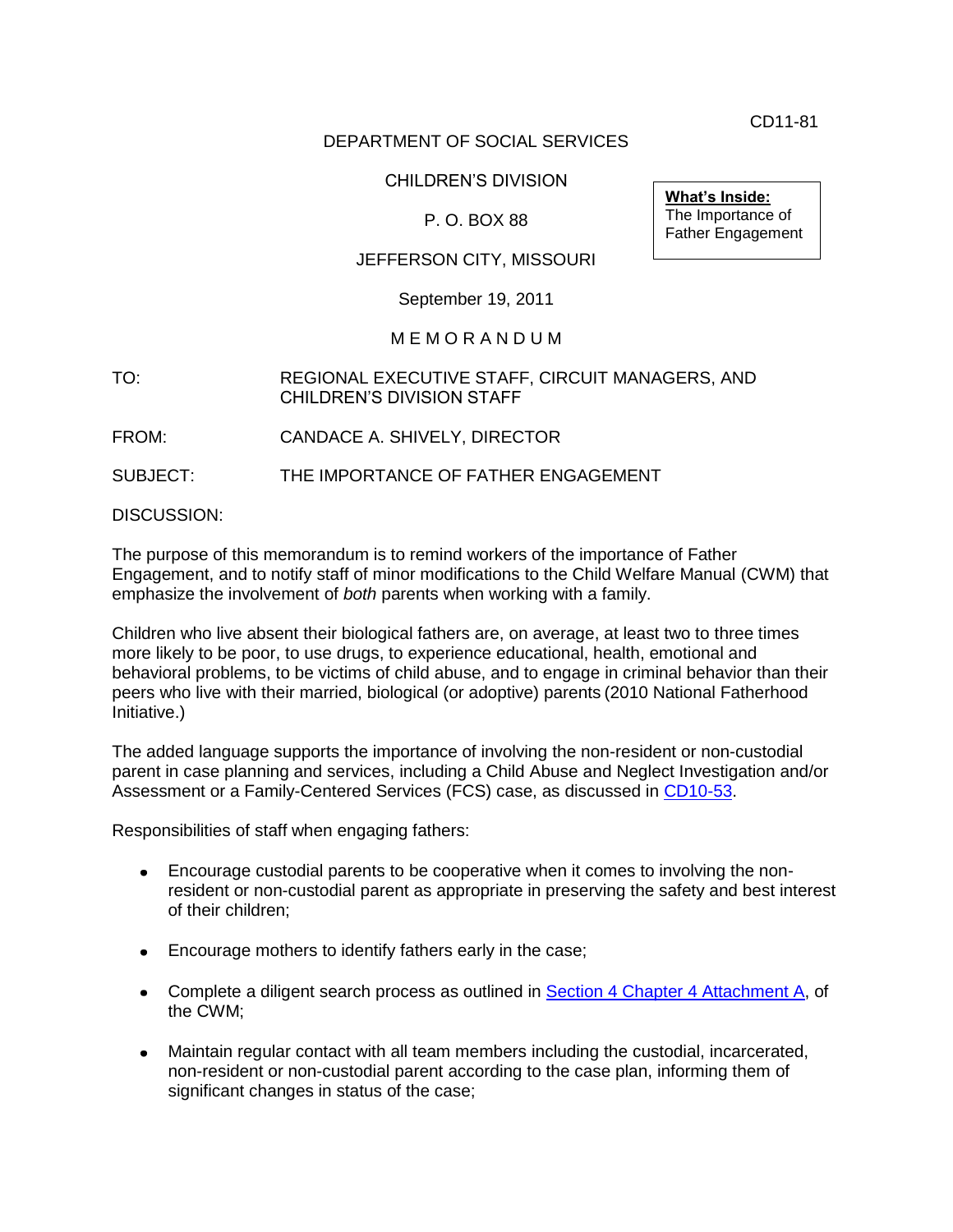CD11-81

DEPARTMENT OF SOCIAL SERVICES

CHILDREN'S DIVISION

P. O. BOX 88

JEFFERSON CITY, MISSOURI

September 19, 2011

**What's Inside:**
The Importance of Father Engagement

M E M O R A N D U M

TO: REGIONAL EXECUTIVE STAFF, CIRCUIT MANAGERS, AND CHILDREN'S DIVISION STAFF

FROM: CANDACE A. SHIVELY, DIRECTOR

SUBJECT: THE IMPORTANCE OF FATHER ENGAGEMENT

DISCUSSION:

The purpose of this memorandum is to remind workers of the importance of Father Engagement, and to notify staff of minor modifications to the Child Welfare Manual (CWM) that emphasize the involvement of *both* parents when working with a family.

Children who live absent their biological fathers are, on average, at least two to three times more likely to be poor, to use drugs, to experience educational, health, emotional and behavioral problems, to be victims of child abuse, and to engage in criminal behavior than their peers who live with their married, biological (or adoptive) parents (2010 National Fatherhood Initiative.)

The added language supports the importance of involving the non-resident or non-custodial parent in case planning and services, including a Child Abuse and Neglect Investigation and/or Assessment or a Family-Centered Services (FCS) case, as discussed in CD10-53.

Responsibilities of staff when engaging fathers:

- Encourage custodial parents to be cooperative when it comes to involving the non-resident or non-custodial parent as appropriate in preserving the safety and best interest of their children;
- Encourage mothers to identify fathers early in the case;
- Complete a diligent search process as outlined in Section 4 Chapter 4 Attachment A, of the CWM;
- Maintain regular contact with all team members including the custodial, incarcerated, non-resident or non-custodial parent according to the case plan, informing them of significant changes in status of the case;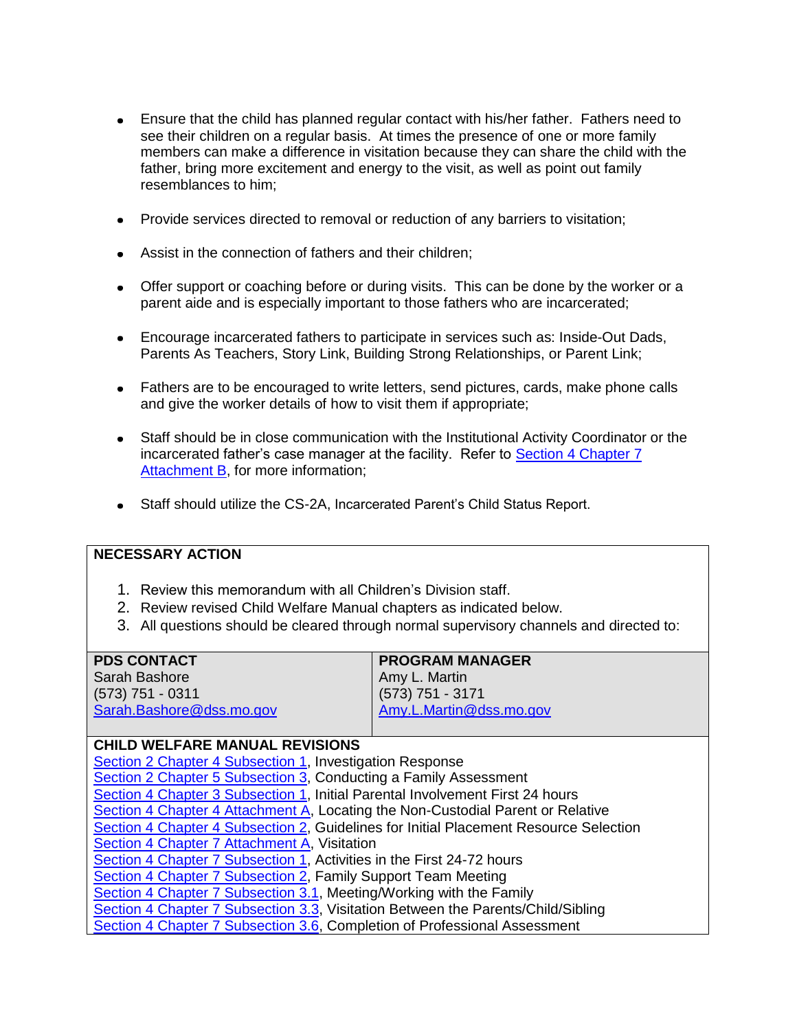- Ensure that the child has planned regular contact with his/her father. Fathers need to see their children on a regular basis. At times the presence of one or more family members can make a difference in visitation because they can share the child with the father, bring more excitement and energy to the visit, as well as point out family resemblances to him;

- Provide services directed to removal or reduction of any barriers to visitation;

- Assist in the connection of fathers and their children;

- Offer support or coaching before or during visits. This can be done by the worker or a parent aide and is especially important to those fathers who are incarcerated;

- Encourage incarcerated fathers to participate in services such as: Inside-Out Dads, Parents As Teachers, Story Link, Building Strong Relationships, or Parent Link;

- Fathers are to be encouraged to write letters, send pictures, cards, make phone calls and give the worker details of how to visit them if appropriate;

- Staff should be in close communication with the Institutional Activity Coordinator or the incarcerated father's case manager at the facility. Refer to Section 4 Chapter 7 Attachment B, for more information;

- Staff should utilize the CS-2A, Incarcerated Parent's Child Status Report.

**NECESSARY ACTION**

1. Review this memorandum with all Children's Division staff.
2. Review revised Child Welfare Manual chapters as indicated below.
3. All questions should be cleared through normal supervisory channels and directed to:

| PDS CONTACT | PROGRAM MANAGER |
|---|---|
| Sarah Bashore<br>(573) 751 - 0311<br>Sarah.Bashore@dss.mo.gov | Amy L. Martin<br>(573) 751 - 3171<br>Amy.L.Martin@dss.mo.gov |

**CHILD WELFARE MANUAL REVISIONS**

Section 2 Chapter 4 Subsection 1, Investigation Response
Section 2 Chapter 5 Subsection 3, Conducting a Family Assessment
Section 4 Chapter 3 Subsection 1, Initial Parental Involvement First 24 hours
Section 4 Chapter 4 Attachment A, Locating the Non-Custodial Parent or Relative
Section 4 Chapter 4 Subsection 2, Guidelines for Initial Placement Resource Selection
Section 4 Chapter 7 Attachment A, Visitation
Section 4 Chapter 7 Subsection 1, Activities in the First 24-72 hours
Section 4 Chapter 7 Subsection 2, Family Support Team Meeting
Section 4 Chapter 7 Subsection 3.1, Meeting/Working with the Family
Section 4 Chapter 7 Subsection 3.3, Visitation Between the Parents/Child/Sibling
Section 4 Chapter 7 Subsection 3.6, Completion of Professional Assessment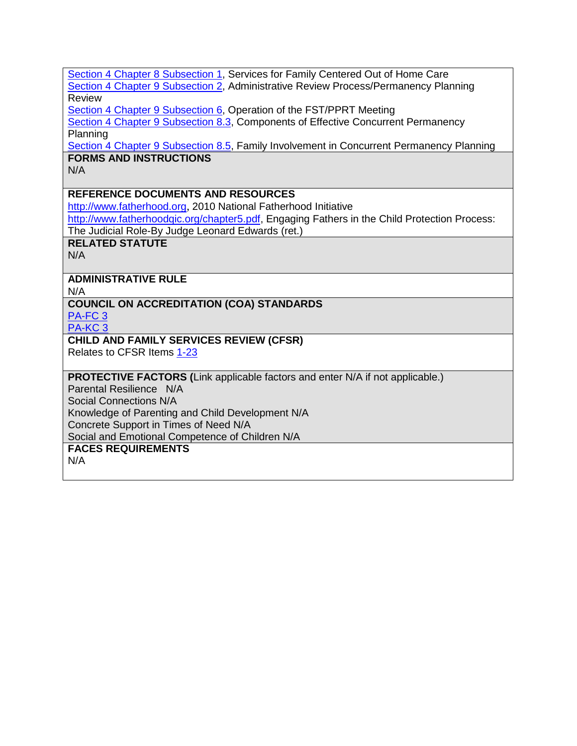Section 4 Chapter 8 Subsection 1, Services for Family Centered Out of Home Care
Section 4 Chapter 9 Subsection 2, Administrative Review Process/Permanency Planning Review
Section 4 Chapter 9 Subsection 6, Operation of the FST/PPRT Meeting
Section 4 Chapter 9 Subsection 8.3, Components of Effective Concurrent Permanency Planning
Section 4 Chapter 9 Subsection 8.5, Family Involvement in Concurrent Permanency Planning

**FORMS AND INSTRUCTIONS**

N/A

**REFERENCE DOCUMENTS AND RESOURCES**

http://www.fatherhood.org, 2010 National Fatherhood Initiative
http://www.fatherhoodqic.org/chapter5.pdf, Engaging Fathers in the Child Protection Process: The Judicial Role-By Judge Leonard Edwards (ret.)

**RELATED STATUTE**

N/A

**ADMINISTRATIVE RULE**

N/A

**COUNCIL ON ACCREDITATION (COA) STANDARDS**

PA-FC 3
PA-KC 3

**CHILD AND FAMILY SERVICES REVIEW (CFSR)**

Relates to CFSR Items 1-23

**PROTECTIVE FACTORS (**Link applicable factors and enter N/A if not applicable.)

Parental Resilience N/A
Social Connections N/A
Knowledge of Parenting and Child Development N/A
Concrete Support in Times of Need N/A
Social and Emotional Competence of Children N/A

**FACES REQUIREMENTS**

N/A